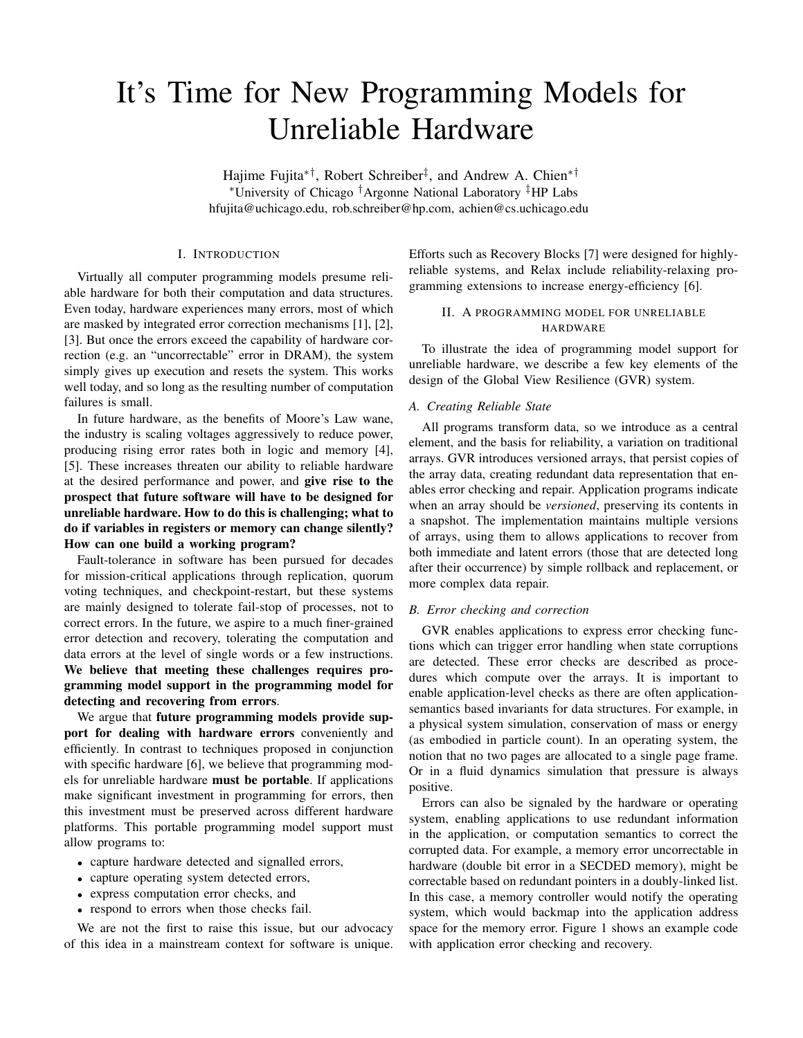# It's Time for New Programming Models for Unreliable Hardware

Hajime Fujita*†, Robert Schreiber‡, and Andrew A. Chien*†

*University of Chicago †Argonne National Laboratory ‡HP Labs

hfujita@uchicago.edu, rob.schreiber@hp.com, achien@cs.uchicago.edu

## I. Introduction

Virtually all computer programming models presume reliable hardware for both their computation and data structures. Even today, hardware experiences many errors, most of which are masked by integrated error correction mechanisms [1], [2], [3]. But once the errors exceed the capability of hardware correction (e.g. an "uncorrectable" error in DRAM), the system simply gives up execution and resets the system. This works well today, and so long as the resulting number of computation failures is small.

In future hardware, as the benefits of Moore's Law wane, the industry is scaling voltages aggressively to reduce power, producing rising error rates both in logic and memory [4], [5]. These increases threaten our ability to reliable hardware at the desired performance and power, and **give rise to the prospect that future software will have to be designed for unreliable hardware. How to do this is challenging; what to do if variables in registers or memory can change silently? How can one build a working program?**

Fault-tolerance in software has been pursued for decades for mission-critical applications through replication, quorum voting techniques, and checkpoint-restart, but these systems are mainly designed to tolerate fail-stop of processes, not to correct errors. In the future, we aspire to a much finer-grained error detection and recovery, tolerating the computation and data errors at the level of single words or a few instructions. **We believe that meeting these challenges requires programming model support in the programming model for detecting and recovering from errors**.

We argue that **future programming models provide support for dealing with hardware errors** conveniently and efficiently. In contrast to techniques proposed in conjunction with specific hardware [6], we believe that programming models for unreliable hardware **must be portable**. If applications make significant investment in programming for errors, then this investment must be preserved across different hardware platforms. This portable programming model support must allow programs to:

- capture hardware detected and signalled errors,
- capture operating system detected errors,
- express computation error checks, and
- respond to errors when those checks fail.

We are not the first to raise this issue, but our advocacy of this idea in a mainstream context for software is unique. Efforts such as Recovery Blocks [7] were designed for highly-reliable systems, and Relax include reliability-relaxing programming extensions to increase energy-efficiency [6].

## II. A programming model for unreliable hardware

To illustrate the idea of programming model support for unreliable hardware, we describe a few key elements of the design of the Global View Resilience (GVR) system.

### A. Creating Reliable State

All programs transform data, so we introduce as a central element, and the basis for reliability, a variation on traditional arrays. GVR introduces versioned arrays, that persist copies of the array data, creating redundant data representation that enables error checking and repair. Application programs indicate when an array should be *versioned*, preserving its contents in a snapshot. The implementation maintains multiple versions of arrays, using them to allows applications to recover from both immediate and latent errors (those that are detected long after their occurrence) by simple rollback and replacement, or more complex data repair.

### B. Error checking and correction

GVR enables applications to express error checking functions which can trigger error handling when state corruptions are detected. These error checks are described as procedures which compute over the arrays. It is important to enable application-level checks as there are often application-semantics based invariants for data structures. For example, in a physical system simulation, conservation of mass or energy (as embodied in particle count). In an operating system, the notion that no two pages are allocated to a single page frame. Or in a fluid dynamics simulation that pressure is always positive.

Errors can also be signaled by the hardware or operating system, enabling applications to use redundant information in the application, or computation semantics to correct the corrupted data. For example, a memory error uncorrectable in hardware (double bit error in a SECDED memory), might be correctable based on redundant pointers in a doubly-linked list. In this case, a memory controller would notify the operating system, which would backmap into the application address space for the memory error. Figure 1 shows an example code with application error checking and recovery.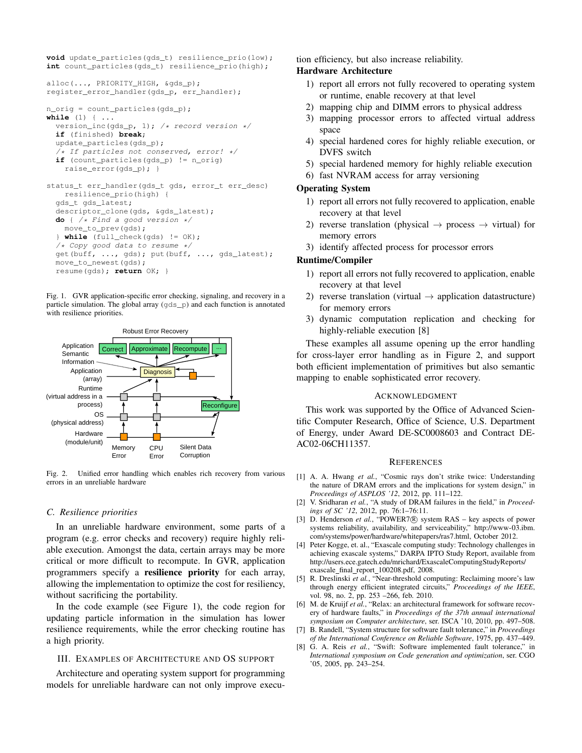```
void update_particles(gds_t) resilience_prio(low);
int count_particles(gds_t) resilience_prio(high);

alloc(..., PRIORITY_HIGH, &gds_p);
register_error_handler(gds_p, err_handler);

n_orig = count_particles(gds_p);
while (1) { ...
  version_inc(gds_p, 1); /* record version */
  if (finished) break;
  update_particles(gds_p);
  /* If particles not conserved, error! */
  if (count_particles(gds_p) != n_orig)
    raise_error(gds_p); }

status_t err_handler(gds_t gds, error_t err_desc)
    resilience_prio(high) {
  gds_t gds_latest;
  descriptor_clone(gds, &gds_latest);
  do { /* Find a good version */
    move_to_prev(gds);
  } while (full_check(gds) != OK);
  /* Copy good data to resume */
  get(buff, ..., gds); put(buff, ..., gds_latest);
  move_to_newest(gds);
  resume(gds); return OK; }
```

Fig. 1. GVR application-specific error checking, signaling, and recovery in a particle simulation. The global array (gds_p) and each function is annotated with resilience priorities.

Robust Error Recovery
Correct
Approximate
Recompute
...
Application Semantic Information
Application (array)
Diagnosis
Runtime (virtual address in a process)
Reconfigure
OS (physical address)
Hardware (module/unit)
Memory Error
CPU Error
Silent Data Corruption

Fig. 2. Unified error handling which enables rich recovery from various errors in an unreliable hardware

### C. Resilience priorities

In an unreliable hardware environment, some parts of a program (e.g. error checks and recovery) require highly reliable execution. Amongst the data, certain arrays may be more critical or more difficult to recompute. In GVR, application programmers specify a **resilience priority** for each array, allowing the implementation to optimize the cost for resiliency, without sacrificing the portability.

In the code example (see Figure 1), the code region for updating particle information in the simulation has lower resilience requirements, while the error checking routine has a high priority.

## III. Examples of Architecture and OS support

Architecture and operating system support for programming models for unreliable hardware can not only improve execution efficiency, but also increase reliability.

**Hardware Architecture**

1) report all errors not fully recovered to operating system or runtime, enable recovery at that level
2) mapping chip and DIMM errors to physical address
3) mapping processor errors to affected virtual address space
4) special hardened cores for highly reliable execution, or DVFS switch
5) special hardened memory for highly reliable execution
6) fast NVRAM access for array versioning

**Operating System**

1) report all errors not fully recovered to application, enable recovery at that level
2) reverse translation (physical → process → virtual) for memory errors
3) identify affected process for processor errors

**Runtime/Compiler**

1) report all errors not fully recovered to application, enable recovery at that level
2) reverse translation (virtual → application datastructure) for memory errors
3) dynamic computation replication and checking for highly-reliable execution [8]

These examples all assume opening up the error handling for cross-layer error handling as in Figure 2, and support both efficient implementation of primitives but also semantic mapping to enable sophisticated error recovery.

## Acknowledgment

This work was supported by the Office of Advanced Scientific Computer Research, Office of Science, U.S. Department of Energy, under Award DE-SC0008603 and Contract DE-AC02-06CH11357.

## References

[1] A. A. Hwang *et al.*, "Cosmic rays don't strike twice: Understanding the nature of DRAM errors and the implications for system design," in *Proceedings of ASPLOS '12*, 2012, pp. 111–122.

[2] V. Sridharan *et al.*, "A study of DRAM failures in the field," in *Proceedings of SC '12*, 2012, pp. 76:1–76:11.

[3] D. Henderson *et al.*, "POWER7® system RAS – key aspects of power systems reliability, availability, and serviceability," http://www-03.ibm.com/systems/power/hardware/whitepapers/ras7.html, October 2012.

[4] Peter Kogge, et. al., "Exascale computing study: Technology challenges in achieving exascale systems," DARPA IPTO Study Report, available from http://users.ece.gatech.edu/mrichard/ExascaleComputingStudyReports/exascale_final_report_100208.pdf, 2008.

[5] R. Dreslinski *et al.*, "Near-threshold computing: Reclaiming moore's law through energy efficient integrated circuits," *Proceedings of the IEEE*, vol. 98, no. 2, pp. 253 –266, feb. 2010.

[6] M. de Kruijf *et al.*, "Relax: an architectural framework for software recovery of hardware faults," in *Proceedings of the 37th annual international symposium on Computer architecture*, ser. ISCA '10, 2010, pp. 497–508.

[7] B. Randell, "System structure for software fault tolerance," in *Proceedings of the International Conference on Reliable Software*, 1975, pp. 437–449.

[8] G. A. Reis *et al.*, "Swift: Software implemented fault tolerance," in *International symposium on Code generation and optimization*, ser. CGO '05, 2005, pp. 243–254.